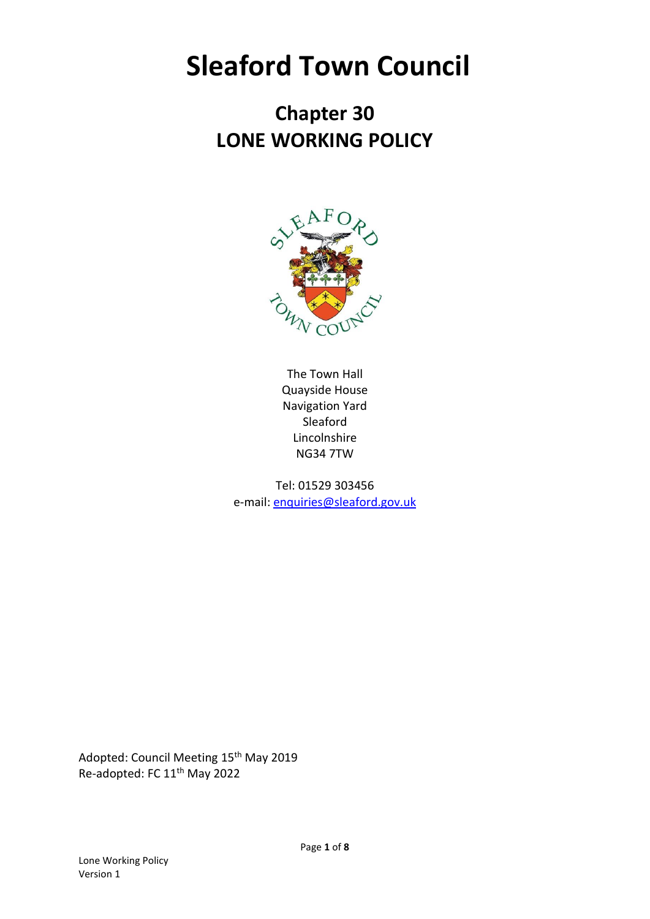# Sleaford Town Council

## Chapter 30
## LONE WORKING POLICY

The Town Hall
Quayside House
Navigation Yard
Sleaford
Lincolnshire
NG34 7TW

Tel: 01529 303456
e-mail: enquiries@sleaford.gov.uk

Adopted: Council Meeting 15th May 2019
Re-adopted: FC 11th May 2022

Lone Working Policy
Version 1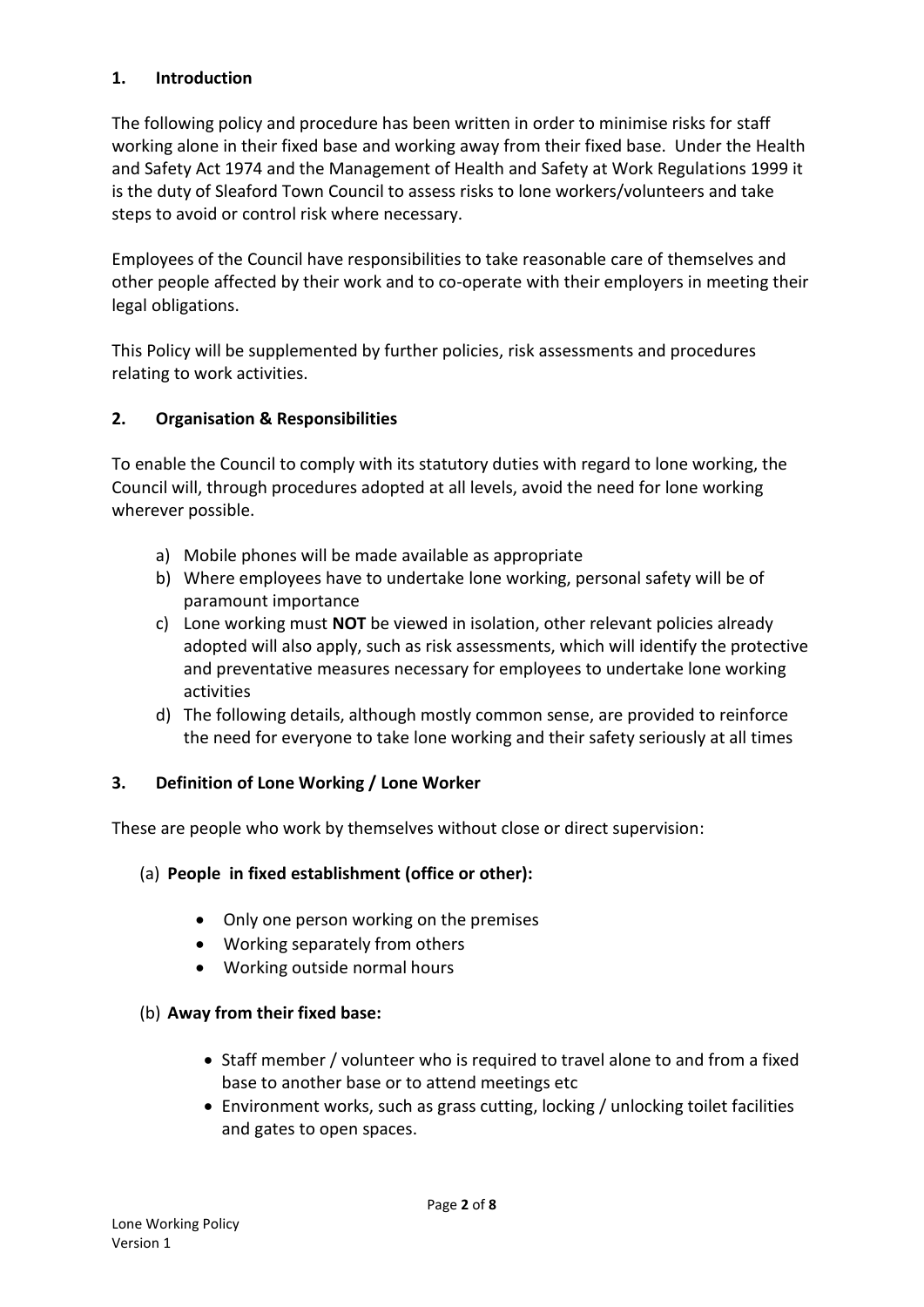## 1. Introduction

The following policy and procedure has been written in order to minimise risks for staff working alone in their fixed base and working away from their fixed base. Under the Health and Safety Act 1974 and the Management of Health and Safety at Work Regulations 1999 it is the duty of Sleaford Town Council to assess risks to lone workers/volunteers and take steps to avoid or control risk where necessary.

Employees of the Council have responsibilities to take reasonable care of themselves and other people affected by their work and to co-operate with their employers in meeting their legal obligations.

This Policy will be supplemented by further policies, risk assessments and procedures relating to work activities.

## 2. Organisation & Responsibilities

To enable the Council to comply with its statutory duties with regard to lone working, the Council will, through procedures adopted at all levels, avoid the need for lone working wherever possible.

a) Mobile phones will be made available as appropriate
b) Where employees have to undertake lone working, personal safety will be of paramount importance
c) Lone working must **NOT** be viewed in isolation, other relevant policies already adopted will also apply, such as risk assessments, which will identify the protective and preventative measures necessary for employees to undertake lone working activities
d) The following details, although mostly common sense, are provided to reinforce the need for everyone to take lone working and their safety seriously at all times

## 3. Definition of Lone Working / Lone Worker

These are people who work by themselves without close or direct supervision:

(a) **People in fixed establishment (office or other):**

- Only one person working on the premises
- Working separately from others
- Working outside normal hours

(b) **Away from their fixed base:**

- Staff member / volunteer who is required to travel alone to and from a fixed base to another base or to attend meetings etc
- Environment works, such as grass cutting, locking / unlocking toilet facilities and gates to open spaces.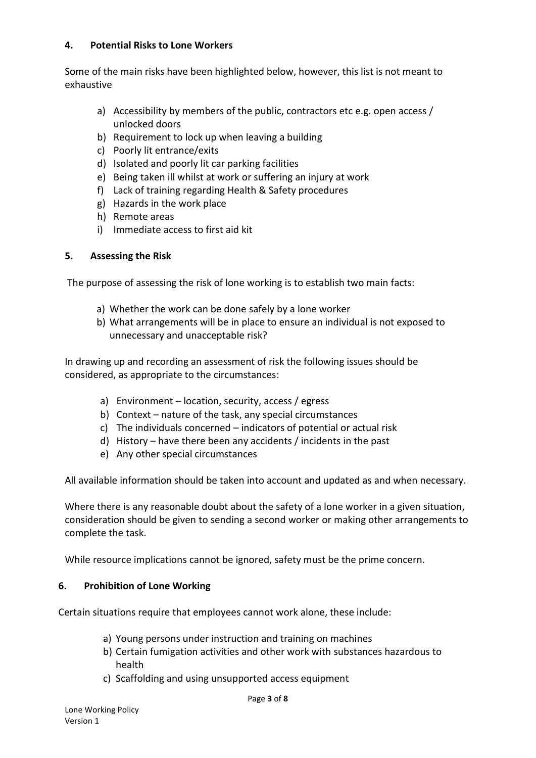## 4. Potential Risks to Lone Workers

Some of the main risks have been highlighted below, however, this list is not meant to exhaustive

a) Accessibility by members of the public, contractors etc e.g. open access / unlocked doors
b) Requirement to lock up when leaving a building
c) Poorly lit entrance/exits
d) Isolated and poorly lit car parking facilities
e) Being taken ill whilst at work or suffering an injury at work
f) Lack of training regarding Health & Safety procedures
g) Hazards in the work place
h) Remote areas
i) Immediate access to first aid kit

## 5. Assessing the Risk

The purpose of assessing the risk of lone working is to establish two main facts:

a) Whether the work can be done safely by a lone worker
b) What arrangements will be in place to ensure an individual is not exposed to unnecessary and unacceptable risk?

In drawing up and recording an assessment of risk the following issues should be considered, as appropriate to the circumstances:

a) Environment – location, security, access / egress
b) Context – nature of the task, any special circumstances
c) The individuals concerned – indicators of potential or actual risk
d) History – have there been any accidents / incidents in the past
e) Any other special circumstances

All available information should be taken into account and updated as and when necessary.

Where there is any reasonable doubt about the safety of a lone worker in a given situation, consideration should be given to sending a second worker or making other arrangements to complete the task.

While resource implications cannot be ignored, safety must be the prime concern.

## 6. Prohibition of Lone Working

Certain situations require that employees cannot work alone, these include:

a) Young persons under instruction and training on machines
b) Certain fumigation activities and other work with substances hazardous to health
c) Scaffolding and using unsupported access equipment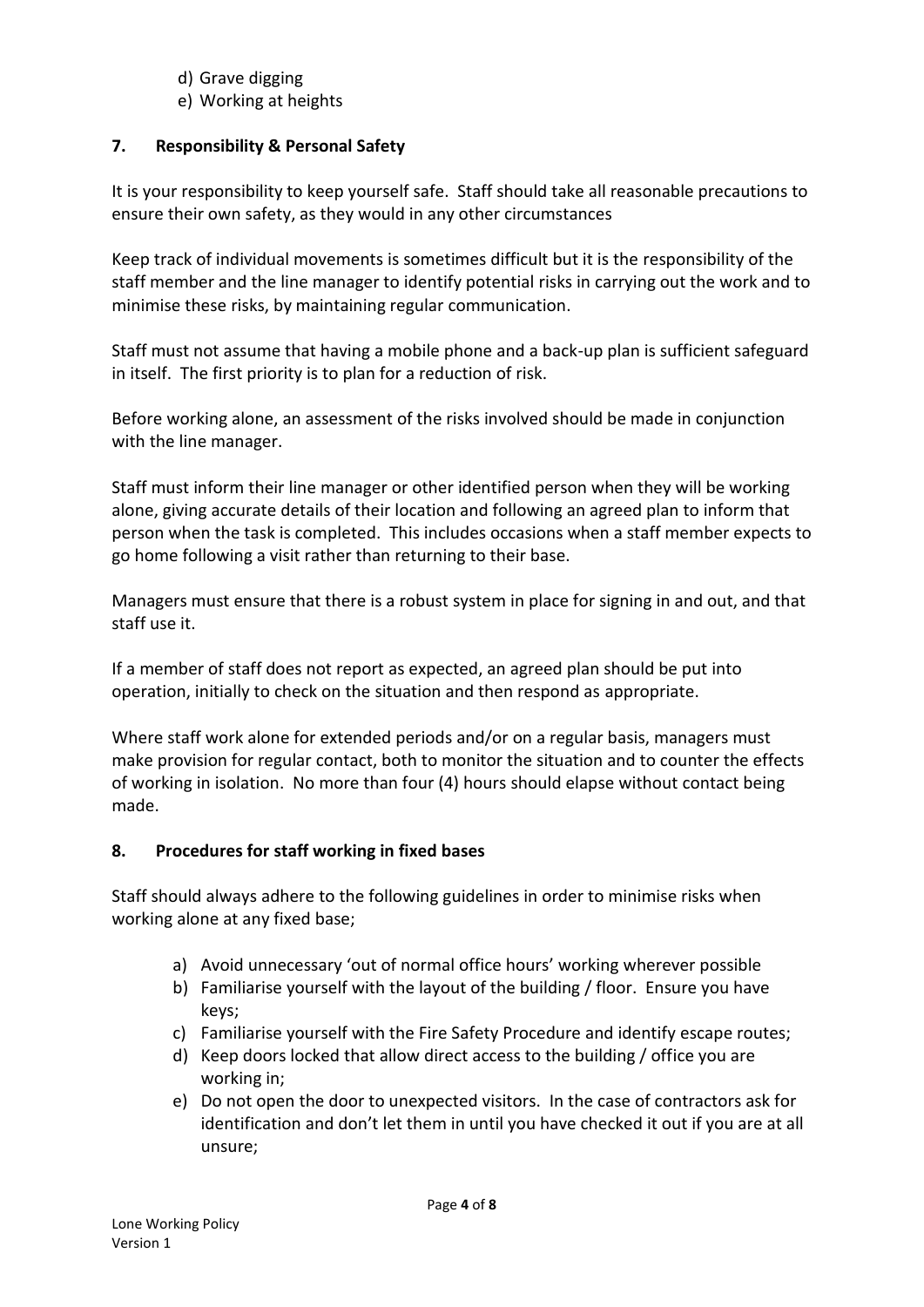d) Grave digging
e) Working at heights

## 7. Responsibility & Personal Safety

It is your responsibility to keep yourself safe. Staff should take all reasonable precautions to ensure their own safety, as they would in any other circumstances

Keep track of individual movements is sometimes difficult but it is the responsibility of the staff member and the line manager to identify potential risks in carrying out the work and to minimise these risks, by maintaining regular communication.

Staff must not assume that having a mobile phone and a back-up plan is sufficient safeguard in itself. The first priority is to plan for a reduction of risk.

Before working alone, an assessment of the risks involved should be made in conjunction with the line manager.

Staff must inform their line manager or other identified person when they will be working alone, giving accurate details of their location and following an agreed plan to inform that person when the task is completed. This includes occasions when a staff member expects to go home following a visit rather than returning to their base.

Managers must ensure that there is a robust system in place for signing in and out, and that staff use it.

If a member of staff does not report as expected, an agreed plan should be put into operation, initially to check on the situation and then respond as appropriate.

Where staff work alone for extended periods and/or on a regular basis, managers must make provision for regular contact, both to monitor the situation and to counter the effects of working in isolation. No more than four (4) hours should elapse without contact being made.

## 8. Procedures for staff working in fixed bases

Staff should always adhere to the following guidelines in order to minimise risks when working alone at any fixed base;

a) Avoid unnecessary 'out of normal office hours' working wherever possible
b) Familiarise yourself with the layout of the building / floor. Ensure you have keys;
c) Familiarise yourself with the Fire Safety Procedure and identify escape routes;
d) Keep doors locked that allow direct access to the building / office you are working in;
e) Do not open the door to unexpected visitors. In the case of contractors ask for identification and don't let them in until you have checked it out if you are at all unsure;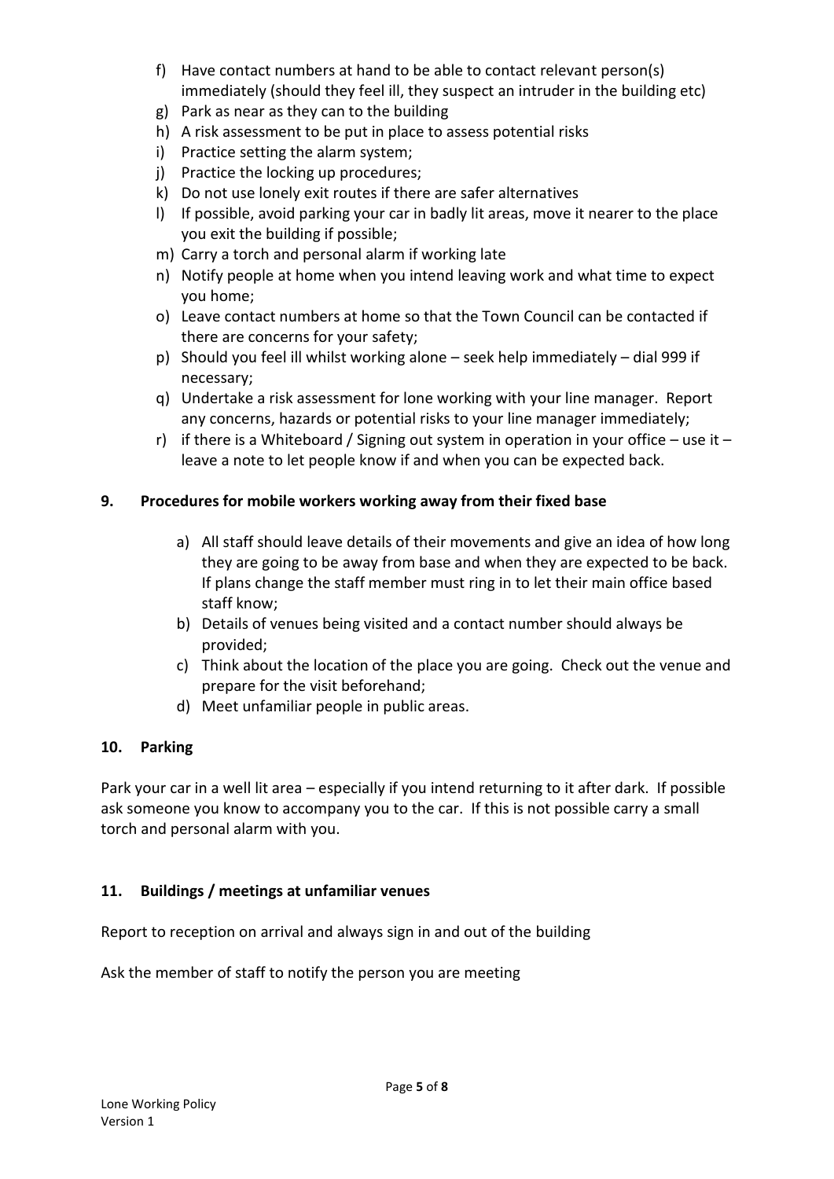f) Have contact numbers at hand to be able to contact relevant person(s) immediately (should they feel ill, they suspect an intruder in the building etc)
g) Park as near as they can to the building
h) A risk assessment to be put in place to assess potential risks
i) Practice setting the alarm system;
j) Practice the locking up procedures;
k) Do not use lonely exit routes if there are safer alternatives
l) If possible, avoid parking your car in badly lit areas, move it nearer to the place you exit the building if possible;
m) Carry a torch and personal alarm if working late
n) Notify people at home when you intend leaving work and what time to expect you home;
o) Leave contact numbers at home so that the Town Council can be contacted if there are concerns for your safety;
p) Should you feel ill whilst working alone – seek help immediately – dial 999 if necessary;
q) Undertake a risk assessment for lone working with your line manager. Report any concerns, hazards or potential risks to your line manager immediately;
r) if there is a Whiteboard / Signing out system in operation in your office – use it – leave a note to let people know if and when you can be expected back.

## 9. Procedures for mobile workers working away from their fixed base

a) All staff should leave details of their movements and give an idea of how long they are going to be away from base and when they are expected to be back. If plans change the staff member must ring in to let their main office based staff know;
b) Details of venues being visited and a contact number should always be provided;
c) Think about the location of the place you are going. Check out the venue and prepare for the visit beforehand;
d) Meet unfamiliar people in public areas.

## 10. Parking

Park your car in a well lit area – especially if you intend returning to it after dark. If possible ask someone you know to accompany you to the car. If this is not possible carry a small torch and personal alarm with you.

## 11. Buildings / meetings at unfamiliar venues

Report to reception on arrival and always sign in and out of the building

Ask the member of staff to notify the person you are meeting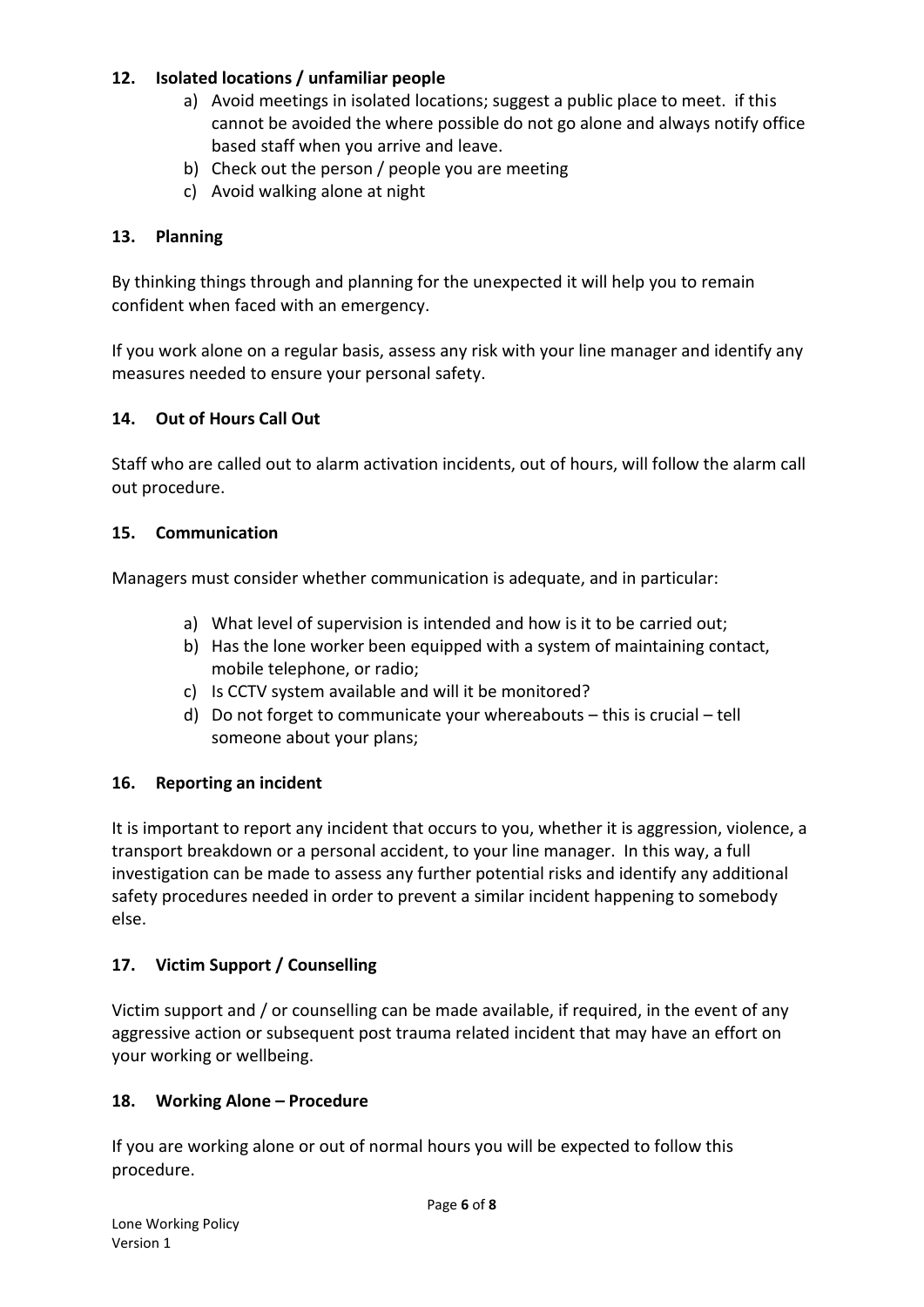## 12. Isolated locations / unfamiliar people

a) Avoid meetings in isolated locations; suggest a public place to meet. if this cannot be avoided the where possible do not go alone and always notify office based staff when you arrive and leave.
b) Check out the person / people you are meeting
c) Avoid walking alone at night

## 13. Planning

By thinking things through and planning for the unexpected it will help you to remain confident when faced with an emergency.

If you work alone on a regular basis, assess any risk with your line manager and identify any measures needed to ensure your personal safety.

## 14. Out of Hours Call Out

Staff who are called out to alarm activation incidents, out of hours, will follow the alarm call out procedure.

## 15. Communication

Managers must consider whether communication is adequate, and in particular:

a) What level of supervision is intended and how is it to be carried out;
b) Has the lone worker been equipped with a system of maintaining contact, mobile telephone, or radio;
c) Is CCTV system available and will it be monitored?
d) Do not forget to communicate your whereabouts – this is crucial – tell someone about your plans;

## 16. Reporting an incident

It is important to report any incident that occurs to you, whether it is aggression, violence, a transport breakdown or a personal accident, to your line manager. In this way, a full investigation can be made to assess any further potential risks and identify any additional safety procedures needed in order to prevent a similar incident happening to somebody else.

## 17. Victim Support / Counselling

Victim support and / or counselling can be made available, if required, in the event of any aggressive action or subsequent post trauma related incident that may have an effort on your working or wellbeing.

## 18. Working Alone – Procedure

If you are working alone or out of normal hours you will be expected to follow this procedure.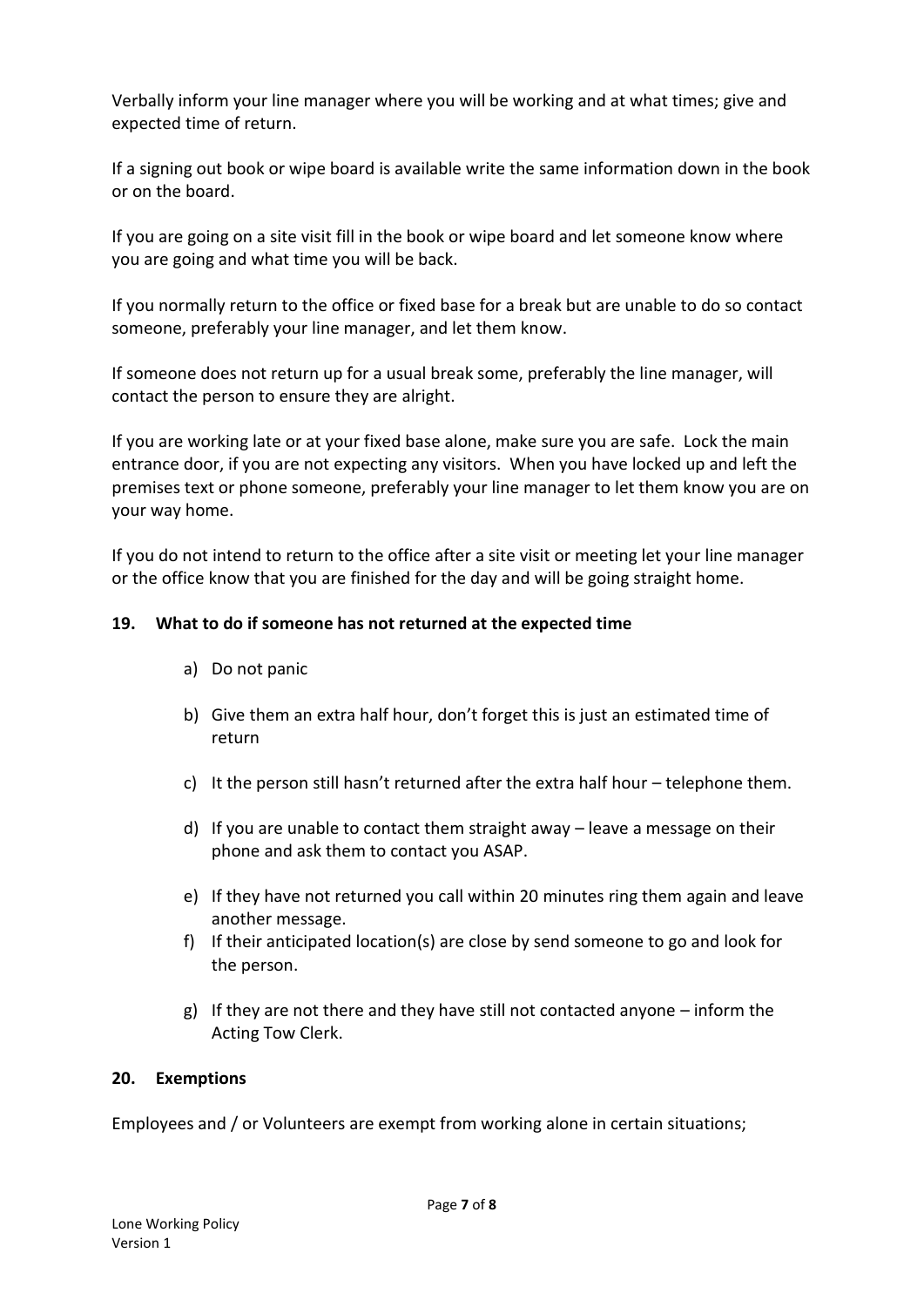Verbally inform your line manager where you will be working and at what times; give and expected time of return.

If a signing out book or wipe board is available write the same information down in the book or on the board.

If you are going on a site visit fill in the book or wipe board and let someone know where you are going and what time you will be back.

If you normally return to the office or fixed base for a break but are unable to do so contact someone, preferably your line manager, and let them know.

If someone does not return up for a usual break some, preferably the line manager, will contact the person to ensure they are alright.

If you are working late or at your fixed base alone, make sure you are safe. Lock the main entrance door, if you are not expecting any visitors. When you have locked up and left the premises text or phone someone, preferably your line manager to let them know you are on your way home.

If you do not intend to return to the office after a site visit or meeting let your line manager or the office know that you are finished for the day and will be going straight home.

## 19. What to do if someone has not returned at the expected time

a) Do not panic

b) Give them an extra half hour, don't forget this is just an estimated time of return

c) It the person still hasn't returned after the extra half hour – telephone them.

d) If you are unable to contact them straight away – leave a message on their phone and ask them to contact you ASAP.

e) If they have not returned you call within 20 minutes ring them again and leave another message.

f) If their anticipated location(s) are close by send someone to go and look for the person.

g) If they are not there and they have still not contacted anyone – inform the Acting Tow Clerk.

## 20. Exemptions

Employees and / or Volunteers are exempt from working alone in certain situations;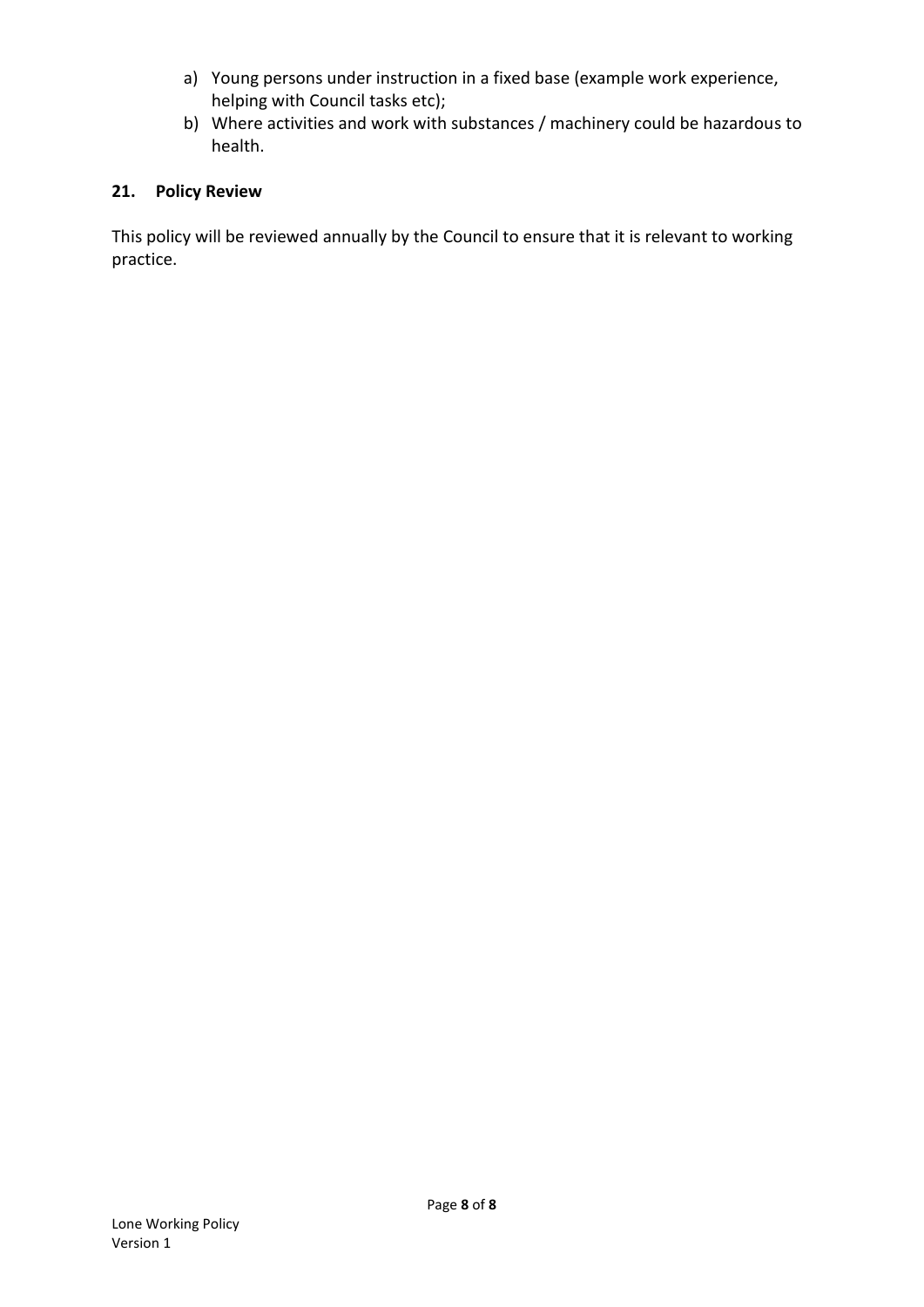a) Young persons under instruction in a fixed base (example work experience, helping with Council tasks etc);
b) Where activities and work with substances / machinery could be hazardous to health.

## 21. Policy Review

This policy will be reviewed annually by the Council to ensure that it is relevant to working practice.